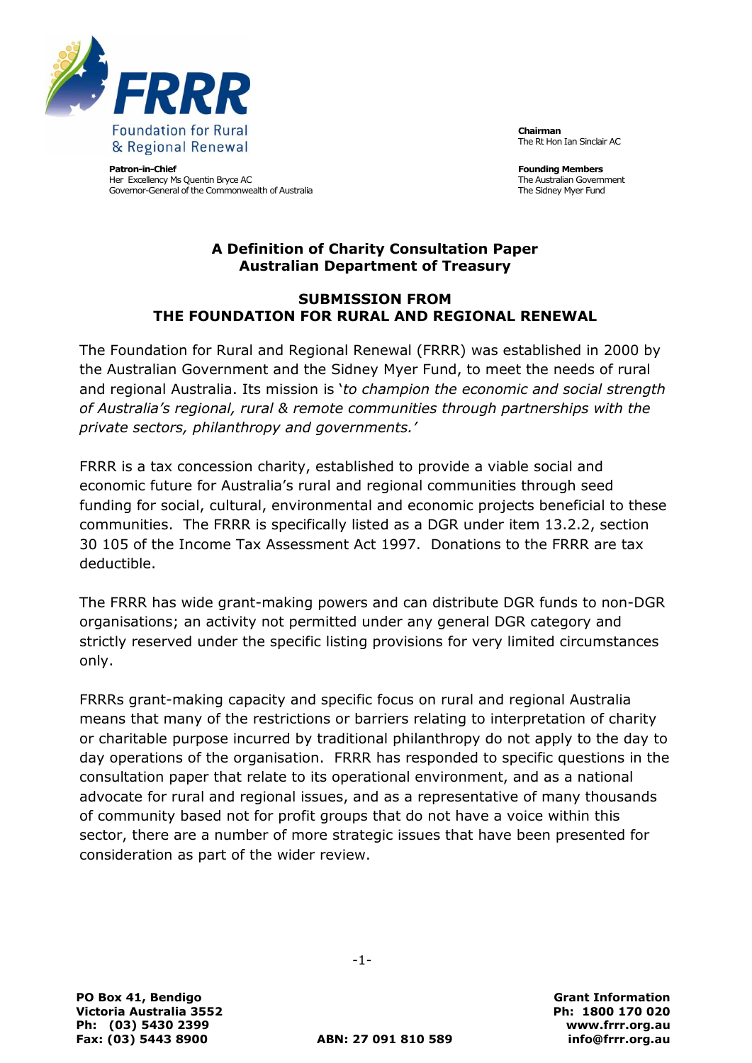**Foundation for Rural & Regional Renewal**

**Patron-in-Chief**
Her Excellency Ms Quentin Bryce AC
Governor-General of the Commonwealth of Australia

**Chairman**
The Rt Hon Ian Sinclair AC

**Founding Members**
The Australian Government
The Sidney Myer Fund

## A Definition of Charity Consultation Paper
## Australian Department of Treasury

## SUBMISSION FROM
## THE FOUNDATION FOR RURAL AND REGIONAL RENEWAL

The Foundation for Rural and Regional Renewal (FRRR) was established in 2000 by the Australian Government and the Sidney Myer Fund, to meet the needs of rural and regional Australia. Its mission is '*to champion the economic and social strength of Australia's regional, rural & remote communities through partnerships with the private sectors, philanthropy and governments.'*

FRRR is a tax concession charity, established to provide a viable social and economic future for Australia's rural and regional communities through seed funding for social, cultural, environmental and economic projects beneficial to these communities. The FRRR is specifically listed as a DGR under item 13.2.2, section 30 105 of the Income Tax Assessment Act 1997. Donations to the FRRR are tax deductible.

The FRRR has wide grant-making powers and can distribute DGR funds to non-DGR organisations; an activity not permitted under any general DGR category and strictly reserved under the specific listing provisions for very limited circumstances only.

FRRRs grant-making capacity and specific focus on rural and regional Australia means that many of the restrictions or barriers relating to interpretation of charity or charitable purpose incurred by traditional philanthropy do not apply to the day to day operations of the organisation. FRRR has responded to specific questions in the consultation paper that relate to its operational environment, and as a national advocate for rural and regional issues, and as a representative of many thousands of community based not for profit groups that do not have a voice within this sector, there are a number of more strategic issues that have been presented for consideration as part of the wider review.

**PO Box 41, Bendigo**
**Victoria Australia 3552**
**Ph: (03) 5430 2399**
**Fax: (03) 5443 8900**

**ABN: 27 091 810 589**

**Grant Information**
**Ph: 1800 170 020**
**www.frrr.org.au**
**info@frrr.org.au**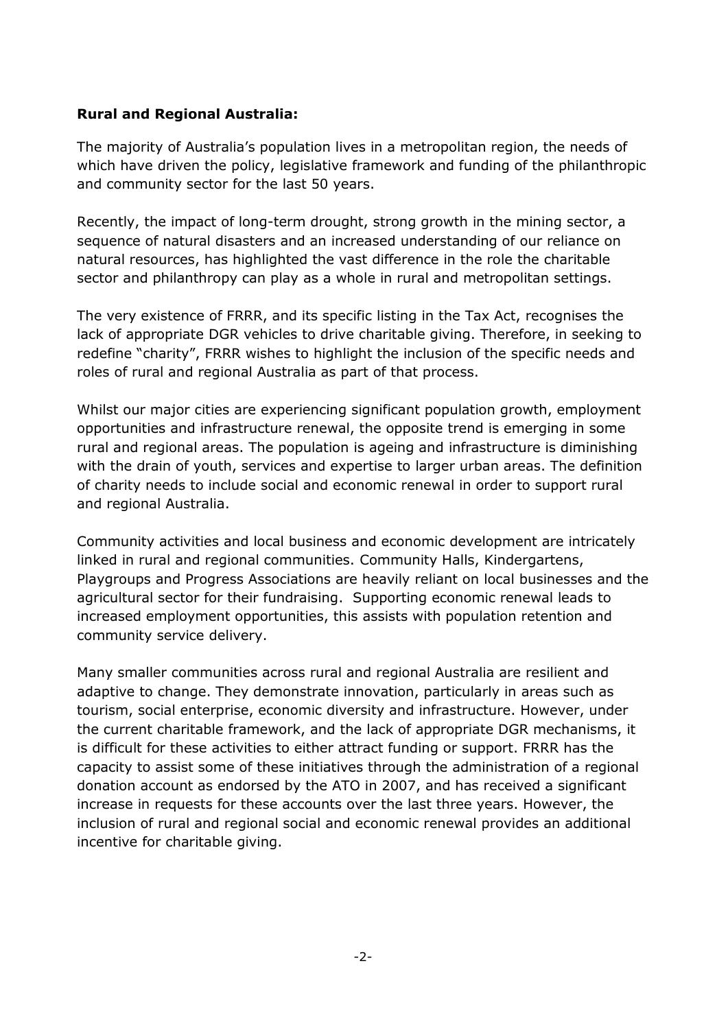**Rural and Regional Australia:**

The majority of Australia's population lives in a metropolitan region, the needs of which have driven the policy, legislative framework and funding of the philanthropic and community sector for the last 50 years.

Recently, the impact of long-term drought, strong growth in the mining sector, a sequence of natural disasters and an increased understanding of our reliance on natural resources, has highlighted the vast difference in the role the charitable sector and philanthropy can play as a whole in rural and metropolitan settings.

The very existence of FRRR, and its specific listing in the Tax Act, recognises the lack of appropriate DGR vehicles to drive charitable giving. Therefore, in seeking to redefine "charity", FRRR wishes to highlight the inclusion of the specific needs and roles of rural and regional Australia as part of that process.

Whilst our major cities are experiencing significant population growth, employment opportunities and infrastructure renewal, the opposite trend is emerging in some rural and regional areas. The population is ageing and infrastructure is diminishing with the drain of youth, services and expertise to larger urban areas. The definition of charity needs to include social and economic renewal in order to support rural and regional Australia.

Community activities and local business and economic development are intricately linked in rural and regional communities. Community Halls, Kindergartens, Playgroups and Progress Associations are heavily reliant on local businesses and the agricultural sector for their fundraising. Supporting economic renewal leads to increased employment opportunities, this assists with population retention and community service delivery.

Many smaller communities across rural and regional Australia are resilient and adaptive to change. They demonstrate innovation, particularly in areas such as tourism, social enterprise, economic diversity and infrastructure. However, under the current charitable framework, and the lack of appropriate DGR mechanisms, it is difficult for these activities to either attract funding or support. FRRR has the capacity to assist some of these initiatives through the administration of a regional donation account as endorsed by the ATO in 2007, and has received a significant increase in requests for these accounts over the last three years. However, the inclusion of rural and regional social and economic renewal provides an additional incentive for charitable giving.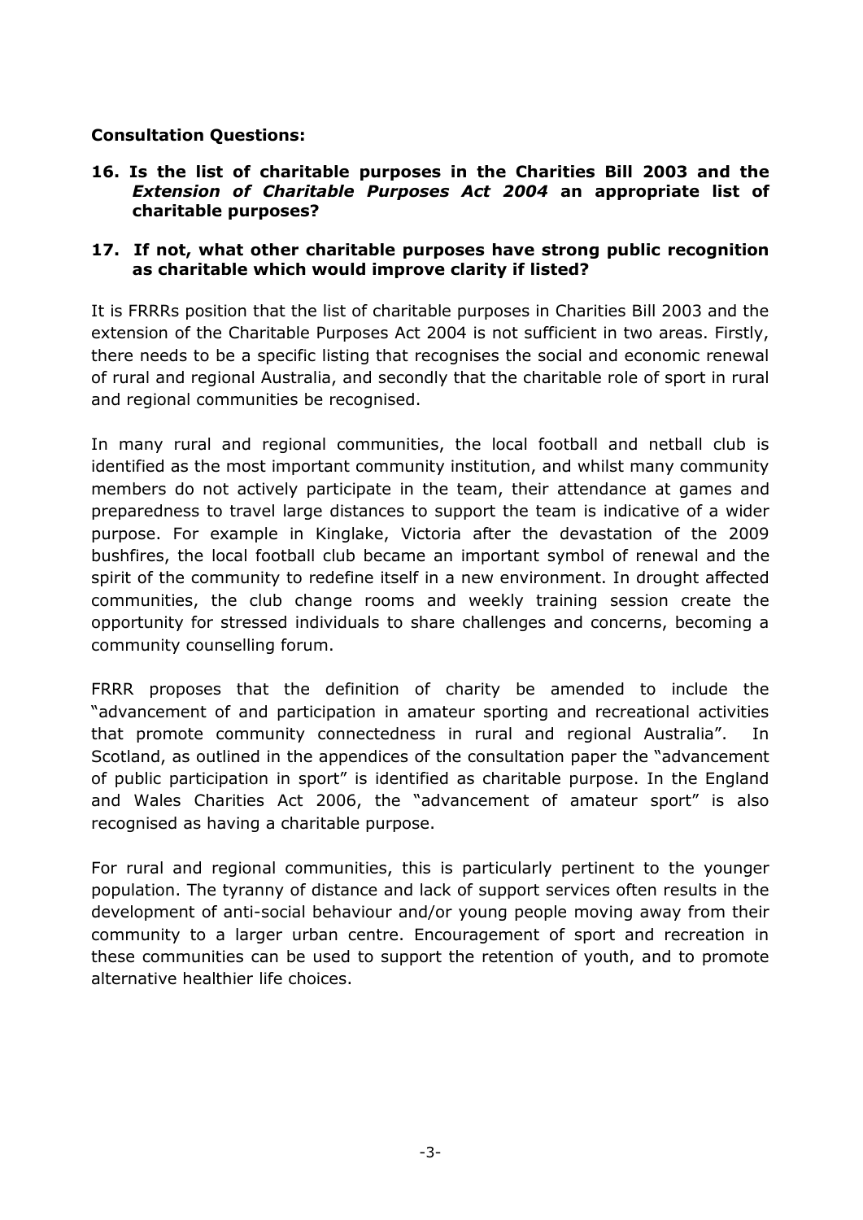**Consultation Questions:**

**16. Is the list of charitable purposes in the Charities Bill 2003 and the *Extension of Charitable Purposes Act 2004* an appropriate list of charitable purposes?**

**17. If not, what other charitable purposes have strong public recognition as charitable which would improve clarity if listed?**

It is FRRRs position that the list of charitable purposes in Charities Bill 2003 and the extension of the Charitable Purposes Act 2004 is not sufficient in two areas. Firstly, there needs to be a specific listing that recognises the social and economic renewal of rural and regional Australia, and secondly that the charitable role of sport in rural and regional communities be recognised.

In many rural and regional communities, the local football and netball club is identified as the most important community institution, and whilst many community members do not actively participate in the team, their attendance at games and preparedness to travel large distances to support the team is indicative of a wider purpose. For example in Kinglake, Victoria after the devastation of the 2009 bushfires, the local football club became an important symbol of renewal and the spirit of the community to redefine itself in a new environment. In drought affected communities, the club change rooms and weekly training session create the opportunity for stressed individuals to share challenges and concerns, becoming a community counselling forum.

FRRR proposes that the definition of charity be amended to include the "advancement of and participation in amateur sporting and recreational activities that promote community connectedness in rural and regional Australia". In Scotland, as outlined in the appendices of the consultation paper the "advancement of public participation in sport" is identified as charitable purpose. In the England and Wales Charities Act 2006, the "advancement of amateur sport" is also recognised as having a charitable purpose.

For rural and regional communities, this is particularly pertinent to the younger population. The tyranny of distance and lack of support services often results in the development of anti-social behaviour and/or young people moving away from their community to a larger urban centre. Encouragement of sport and recreation in these communities can be used to support the retention of youth, and to promote alternative healthier life choices.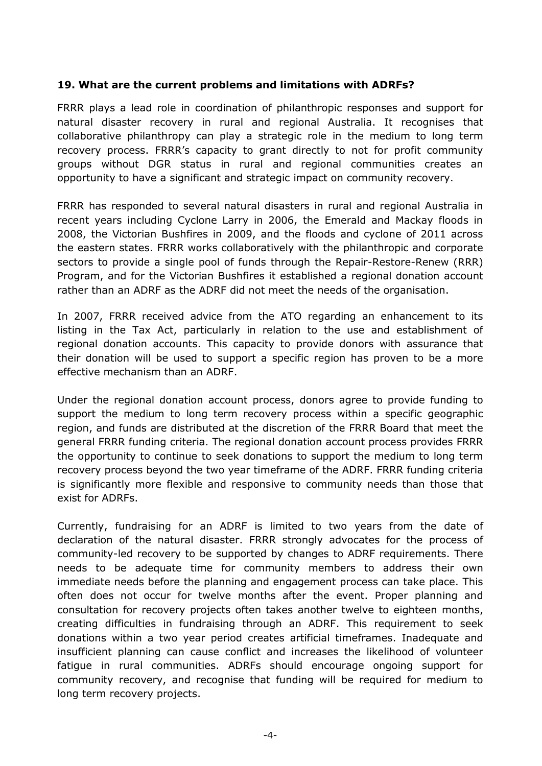**19. What are the current problems and limitations with ADRFs?**

FRRR plays a lead role in coordination of philanthropic responses and support for natural disaster recovery in rural and regional Australia. It recognises that collaborative philanthropy can play a strategic role in the medium to long term recovery process. FRRR's capacity to grant directly to not for profit community groups without DGR status in rural and regional communities creates an opportunity to have a significant and strategic impact on community recovery.

FRRR has responded to several natural disasters in rural and regional Australia in recent years including Cyclone Larry in 2006, the Emerald and Mackay floods in 2008, the Victorian Bushfires in 2009, and the floods and cyclone of 2011 across the eastern states. FRRR works collaboratively with the philanthropic and corporate sectors to provide a single pool of funds through the Repair-Restore-Renew (RRR) Program, and for the Victorian Bushfires it established a regional donation account rather than an ADRF as the ADRF did not meet the needs of the organisation.

In 2007, FRRR received advice from the ATO regarding an enhancement to its listing in the Tax Act, particularly in relation to the use and establishment of regional donation accounts. This capacity to provide donors with assurance that their donation will be used to support a specific region has proven to be a more effective mechanism than an ADRF.

Under the regional donation account process, donors agree to provide funding to support the medium to long term recovery process within a specific geographic region, and funds are distributed at the discretion of the FRRR Board that meet the general FRRR funding criteria. The regional donation account process provides FRRR the opportunity to continue to seek donations to support the medium to long term recovery process beyond the two year timeframe of the ADRF. FRRR funding criteria is significantly more flexible and responsive to community needs than those that exist for ADRFs.

Currently, fundraising for an ADRF is limited to two years from the date of declaration of the natural disaster. FRRR strongly advocates for the process of community-led recovery to be supported by changes to ADRF requirements. There needs to be adequate time for community members to address their own immediate needs before the planning and engagement process can take place. This often does not occur for twelve months after the event. Proper planning and consultation for recovery projects often takes another twelve to eighteen months, creating difficulties in fundraising through an ADRF. This requirement to seek donations within a two year period creates artificial timeframes. Inadequate and insufficient planning can cause conflict and increases the likelihood of volunteer fatigue in rural communities. ADRFs should encourage ongoing support for community recovery, and recognise that funding will be required for medium to long term recovery projects.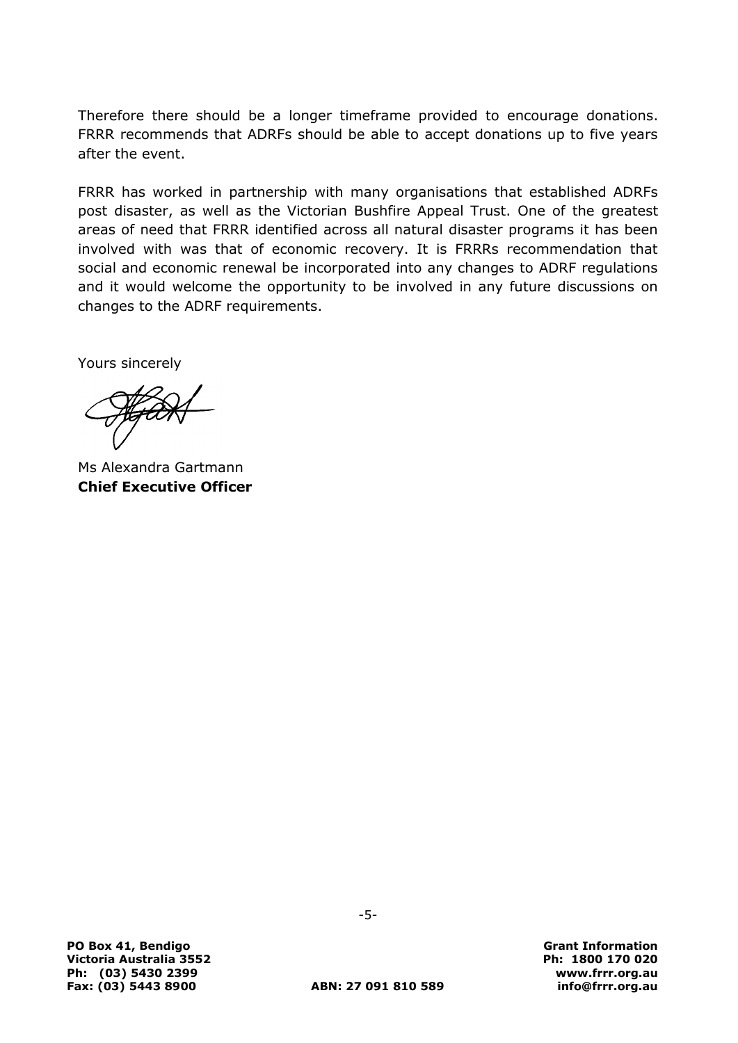Therefore there should be a longer timeframe provided to encourage donations. FRRR recommends that ADRFs should be able to accept donations up to five years after the event.

FRRR has worked in partnership with many organisations that established ADRFs post disaster, as well as the Victorian Bushfire Appeal Trust. One of the greatest areas of need that FRRR identified across all natural disaster programs it has been involved with was that of economic recovery. It is FRRRs recommendation that social and economic renewal be incorporated into any changes to ADRF regulations and it would welcome the opportunity to be involved in any future discussions on changes to the ADRF requirements.

Yours sincerely

Ms Alexandra Gartmann
**Chief Executive Officer**

**PO Box 41, Bendigo**
**Victoria Australia 3552**
**Ph: (03) 5430 2399**
**Fax: (03) 5443 8900**

**ABN: 27 091 810 589**

**Grant Information**
**Ph: 1800 170 020**
**www.frrr.org.au**
**info@frrr.org.au**